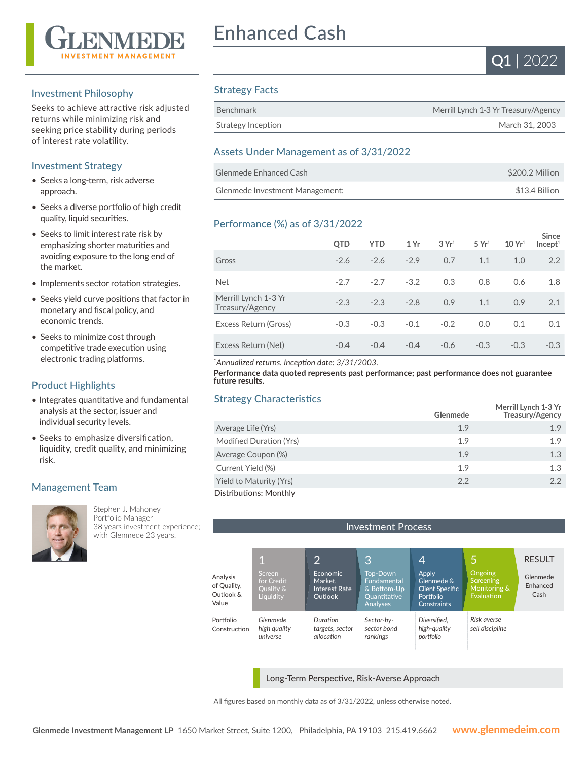# Glenmede Investment Management

# Enhanced Cash

**Q1 | 2022**

## Investment Philosophy

Seeks to achieve attractive risk adjusted returns while minimizing risk and seeking price stability during periods of interest rate volatility.

## Investment Strategy

- Seeks a long-term, risk adverse approach.
- Seeks a diverse portfolio of high credit quality, liquid securities.
- Seeks to limit interest rate risk by emphasizing shorter maturities and avoiding exposure to the long end of the market.
- Implements sector rotation strategies.
- Seeks yield curve positions that factor in monetary and fiscal policy, and economic trends.
- Seeks to minimize cost through competitive trade execution using electronic trading platforms.

## Product Highlights

- Integrates quantitative and fundamental analysis at the sector, issuer and individual security levels.
- Seeks to emphasize diversification, liquidity, credit quality, and minimizing risk.

## Management Team

Stephen J. Mahoney
Portfolio Manager
38 years investment experience; with Glenmede 23 years.

## Strategy Facts

| | |
|---|---|
| Benchmark | Merrill Lynch 1-3 Yr Treasury/Agency |
| Strategy Inception | March 31, 2003 |

## Assets Under Management as of 3/31/2022

| | |
|---|---|
| Glenmede Enhanced Cash | $200.2 Million |
| Glenmede Investment Management: | $13.4 Billion |

## Performance (%) as of 3/31/2022

| | QTD | YTD | 1 Yr | 3 Yr[1] | 5 Yr[1] | 10 Yr[1] | Since Incept[1] |
|---|---|---|---|---|---|---|---|
| Gross | -2.6 | -2.6 | -2.9 | 0.7 | 1.1 | 1.0 | 2.2 |
| Net | -2.7 | -2.7 | -3.2 | 0.3 | 0.8 | 0.6 | 1.8 |
| Merrill Lynch 1-3 Yr Treasury/Agency | -2.3 | -2.3 | -2.8 | 0.9 | 1.1 | 0.9 | 2.1 |
| Excess Return (Gross) | -0.3 | -0.3 | -0.1 | -0.2 | 0.0 | 0.1 | 0.1 |
| Excess Return (Net) | -0.4 | -0.4 | -0.4 | -0.6 | -0.3 | -0.3 | -0.3 |

[1]*Annualized returns. Inception date: 3/31/2003.*

**Performance data quoted represents past performance; past performance does not guarantee future results.**

## Strategy Characteristics

| | Glenmede | Merrill Lynch 1-3 Yr Treasury/Agency |
|---|---|---|
| Average Life (Yrs) | 1.9 | 1.9 |
| Modified Duration (Yrs) | 1.9 | 1.9 |
| Average Coupon (%) | 1.9 | 1.3 |
| Current Yield (%) | 1.9 | 1.3 |
| Yield to Maturity (Yrs) | 2.2 | 2.2 |

Distributions: Monthly

## Investment Process

| | 1 | 2 | 3 | 4 | 5 | RESULT |
|---|---|---|---|---|---|---|
| Analysis of Quality, Outlook & Value | Screen for Credit Quality & Liquidity | Economic Market, Interest Rate Outlook | Top-Down Fundamental & Bottom-Up Quantitative Analyses | Apply Glenmede & Client Specific Portfolio Constraints | Ongoing Screening Monitoring & Evaluation | Glenmede Enhanced Cash |
| Portfolio Construction | *Glenmede high quality universe* | *Duration targets, sector allocation* | *Sector-by-sector bond rankings* | *Diversified, high-quality portfolio* | *Risk averse sell discipline* | |

Long-Term Perspective, Risk-Averse Approach

All figures based on monthly data as of 3/31/2022, unless otherwise noted.

**Glenmede Investment Management LP** 1650 Market Street, Suite 1200, Philadelphia, PA 19103 215.419.6662 **www.glenmedeim.com**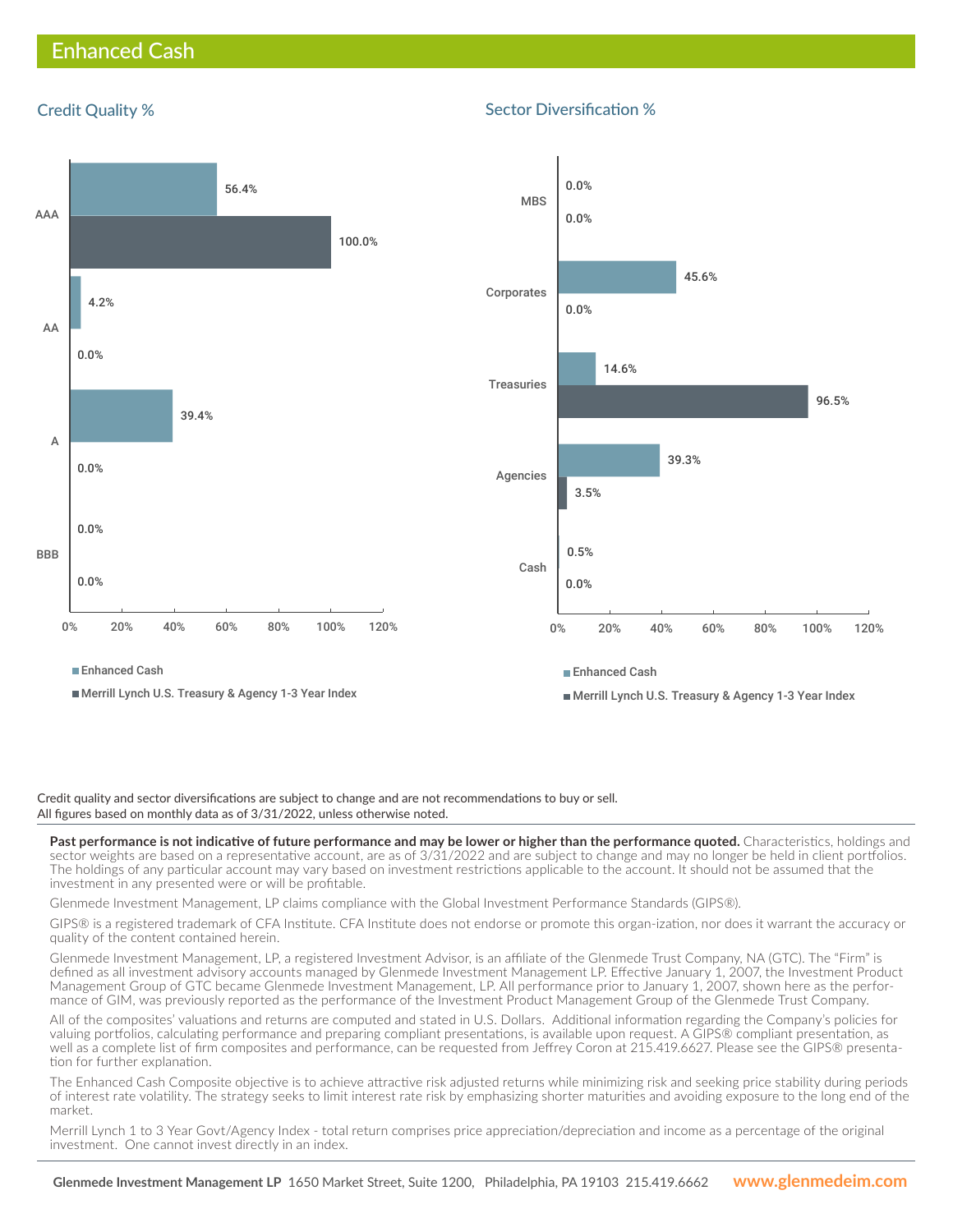# Enhanced Cash

## Credit Quality %

AAA
56.4%
100.0%

AA
4.2%
0.0%

A
39.4%
0.0%

BBB
0.0%
0.0%

0% 20% 40% 60% 80% 100% 120%

Enhanced Cash
Merrill Lynch U.S. Treasury & Agency 1-3 Year Index

## Sector Diversification %

MBS
0.0%
0.0%

Corporates
45.6%
0.0%

Treasuries
14.6%
96.5%

Agencies
39.3%
3.5%

Cash
0.5%
0.0%

0% 20% 40% 60% 80% 100% 120%

Enhanced Cash
Merrill Lynch U.S. Treasury & Agency 1-3 Year Index

Credit quality and sector diversifications are subject to change and are not recommendations to buy or sell.
All figures based on monthly data as of 3/31/2022, unless otherwise noted.

**Past performance is not indicative of future performance and may be lower or higher than the performance quoted.** Characteristics, holdings and sector weights are based on a representative account, are as of 3/31/2022 and are subject to change and may no longer be held in client portfolios. The holdings of any particular account may vary based on investment restrictions applicable to the account. It should not be assumed that the investment in any presented were or will be profitable.

Glenmede Investment Management, LP claims compliance with the Global Investment Performance Standards (GIPS®).

GIPS® is a registered trademark of CFA Institute. CFA Institute does not endorse or promote this organ-ization, nor does it warrant the accuracy or quality of the content contained herein.

Glenmede Investment Management, LP, a registered Investment Advisor, is an affiliate of the Glenmede Trust Company, NA (GTC). The "Firm" is defined as all investment advisory accounts managed by Glenmede Investment Management LP. Effective January 1, 2007, the Investment Product Management Group of GTC became Glenmede Investment Management, LP. All performance prior to January 1, 2007, shown here as the performance of GIM, was previously reported as the performance of the Investment Product Management Group of the Glenmede Trust Company.

All of the composites' valuations and returns are computed and stated in U.S. Dollars. Additional information regarding the Company's policies for valuing portfolios, calculating performance and preparing compliant presentations, is available upon request. A GIPS® compliant presentation, as well as a complete list of firm composites and performance, can be requested from Jeffrey Coron at 215.419.6627. Please see the GIPS® presentation for further explanation.

The Enhanced Cash Composite objective is to achieve attractive risk adjusted returns while minimizing risk and seeking price stability during periods of interest rate volatility. The strategy seeks to limit interest rate risk by emphasizing shorter maturities and avoiding exposure to the long end of the market.

Merrill Lynch 1 to 3 Year Govt/Agency Index - total return comprises price appreciation/depreciation and income as a percentage of the original investment. One cannot invest directly in an index.

**Glenmede Investment Management LP** 1650 Market Street, Suite 1200, Philadelphia, PA 19103 215.419.6662 **www.glenmedeim.com**